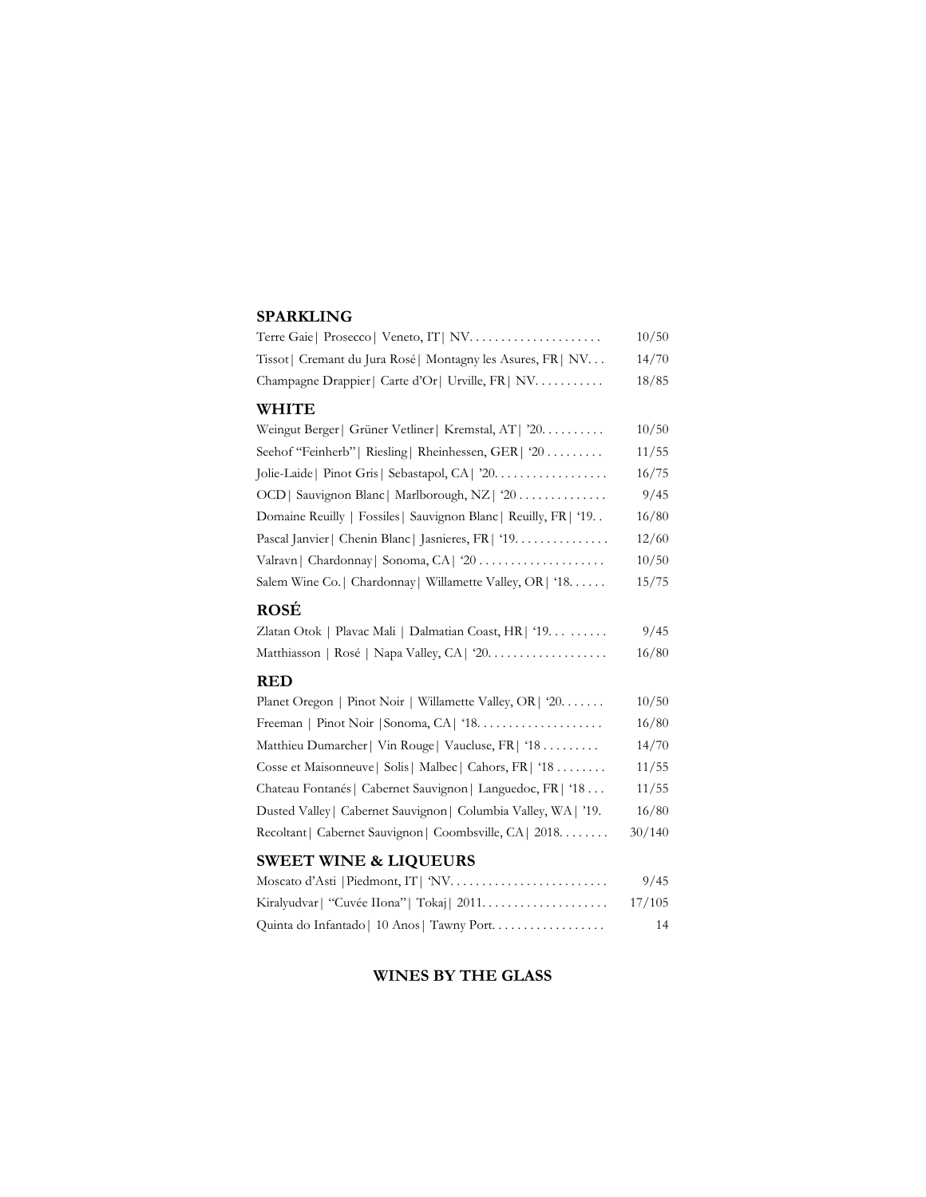## SPARKLING

Terre Gaie| Prosecco| Veneto, IT| NV. . . . . . . . . . . . . . . . . . . . . 10/50

Tissot| Cremant du Jura Rosé| Montagny les Asures, FR| NV. . . 14/70

Champagne Drappier| Carte d'Or| Urville, FR| NV. . . . . . . . . . . 18/85

## WHITE

Weingut Berger| Grüner Vetliner| Kremstal, AT| '20. . . . . . . . . . 10/50

Seehof "Feinherb"| Riesling| Rheinhessen, GER| '20 . . . . . . . . . 11/55

Jolie-Laide| Pinot Gris| Sebastapol, CA| '20. . . . . . . . . . . . . . . . . . 16/75

OCD| Sauvignon Blanc| Marlborough, NZ| '20 . . . . . . . . . . . . . . 9/45

Domaine Reuilly | Fossiles| Sauvignon Blanc| Reuilly, FR| '19. . 16/80

Pascal Janvier| Chenin Blanc| Jasnieres, FR| '19. . . . . . . . . . . . . . . 12/60

Valravn| Chardonnay| Sonoma, CA| '20 . . . . . . . . . . . . . . . . . . . . 10/50

Salem Wine Co.| Chardonnay| Willamette Valley, OR| '18. . . . . . 15/75

## ROSÉ

Zlatan Otok | Plavac Mali | Dalmatian Coast, HR| '19. . . . . . . . . 9/45

Matthiasson | Rosé | Napa Valley, CA| '20. . . . . . . . . . . . . . . . . . . 16/80

## RED

Planet Oregon | Pinot Noir | Willamette Valley, OR| '20. . . . . . . 10/50

Freeman | Pinot Noir |Sonoma, CA| '18. . . . . . . . . . . . . . . . . . . . 16/80

Matthieu Dumarcher| Vin Rouge| Vaucluse, FR| '18 . . . . . . . . . 14/70

Cosse et Maisonneuve| Solis| Malbec| Cahors, FR| '18 . . . . . . . . 11/55

Chateau Fontanés| Cabernet Sauvignon| Languedoc, FR| '18 . . . 11/55

Dusted Valley| Cabernet Sauvignon| Columbia Valley, WA| '19. 16/80

Recoltant| Cabernet Sauvignon| Coombsville, CA| 2018. . . . . . . . 30/140

## SWEET WINE & LIQUEURS

Moscato d'Asti |Piedmont, IT| 'NV. . . . . . . . . . . . . . . . . . . . . . . . . 9/45

Kiralyudvar| "Cuvée IIona"| Tokaj| 2011. . . . . . . . . . . . . . . . . . . . 17/105

Quinta do Infantado| 10 Anos| Tawny Port. . . . . . . . . . . . . . . . . . 14

**WINES BY THE GLASS**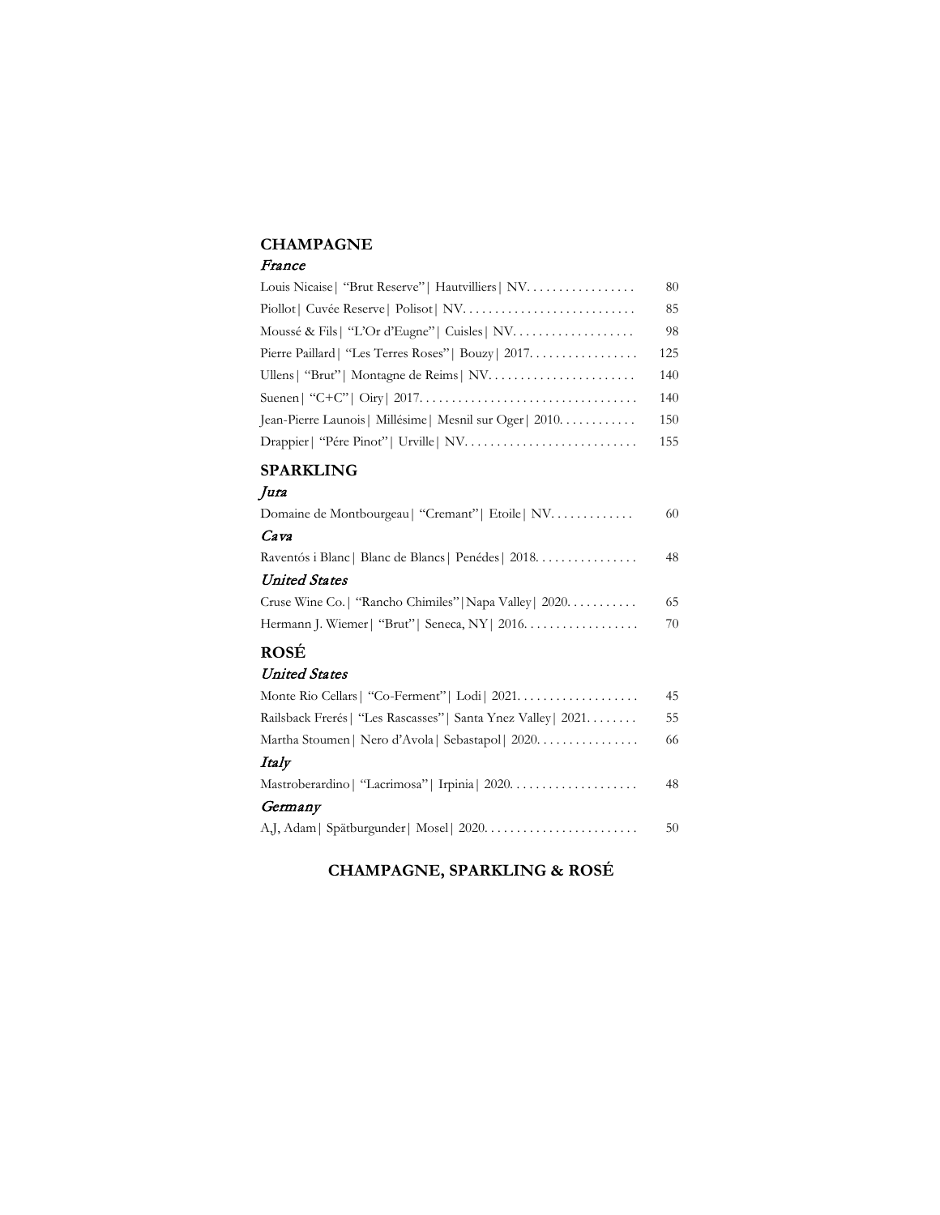## CHAMPAGNE

### *France*

Louis Nicaise | "Brut Reserve" | Hautvilliers | NV. . . . . . . . . . . . . . . . . 80

Piollot | Cuvée Reserve | Polisot | NV. . . . . . . . . . . . . . . . . . . . . . . . . . . 85

Moussé & Fils | "L'Or d'Eugne" | Cuisles | NV. . . . . . . . . . . . . . . . . . . 98

Pierre Paillard | "Les Terres Roses" | Bouzy | 2017. . . . . . . . . . . . . . . . . 125

Ullens | "Brut" | Montagne de Reims | NV. . . . . . . . . . . . . . . . . . . . . . . 140

Suenen | "C+C" | Oiry | 2017. . . . . . . . . . . . . . . . . . . . . . . . . . . . . . . . . . 140

Jean-Pierre Launois | Millésime | Mesnil sur Oger | 2010. . . . . . . . . . . . 150

Drappier | "Pére Pinot" | Urville | NV. . . . . . . . . . . . . . . . . . . . . . . . . . . 155

## SPARKLING

### *Jura*

Domaine de Montbourgeau | "Cremant" | Etoile | NV. . . . . . . . . . . . . 60

### *Cava*

Raventós i Blanc | Blanc de Blancs | Penédes | 2018. . . . . . . . . . . . . . . . 48

### *United States*

Cruse Wine Co. | "Rancho Chimiles" | Napa Valley | 2020. . . . . . . . . . . 65

Hermann J. Wiemer | "Brut" | Seneca, NY | 2016. . . . . . . . . . . . . . . . . . 70

## ROSÉ

### *United States*

Monte Rio Cellars | "Co-Ferment" | Lodi | 2021. . . . . . . . . . . . . . . . . . . 45

Railsback Frerés | "Les Rascasses" | Santa Ynez Valley | 2021. . . . . . . . 55

Martha Stoumen | Nero d'Avola | Sebastapol | 2020. . . . . . . . . . . . . . . . 66

### *Italy*

Mastroberardino | "Lacrimosa" | Irpinia | 2020. . . . . . . . . . . . . . . . . . . . 48

### *Germany*

A,J, Adam | Spätburgunder | Mosel | 2020. . . . . . . . . . . . . . . . . . . . . . . . 50

**CHAMPAGNE, SPARKLING & ROSÉ**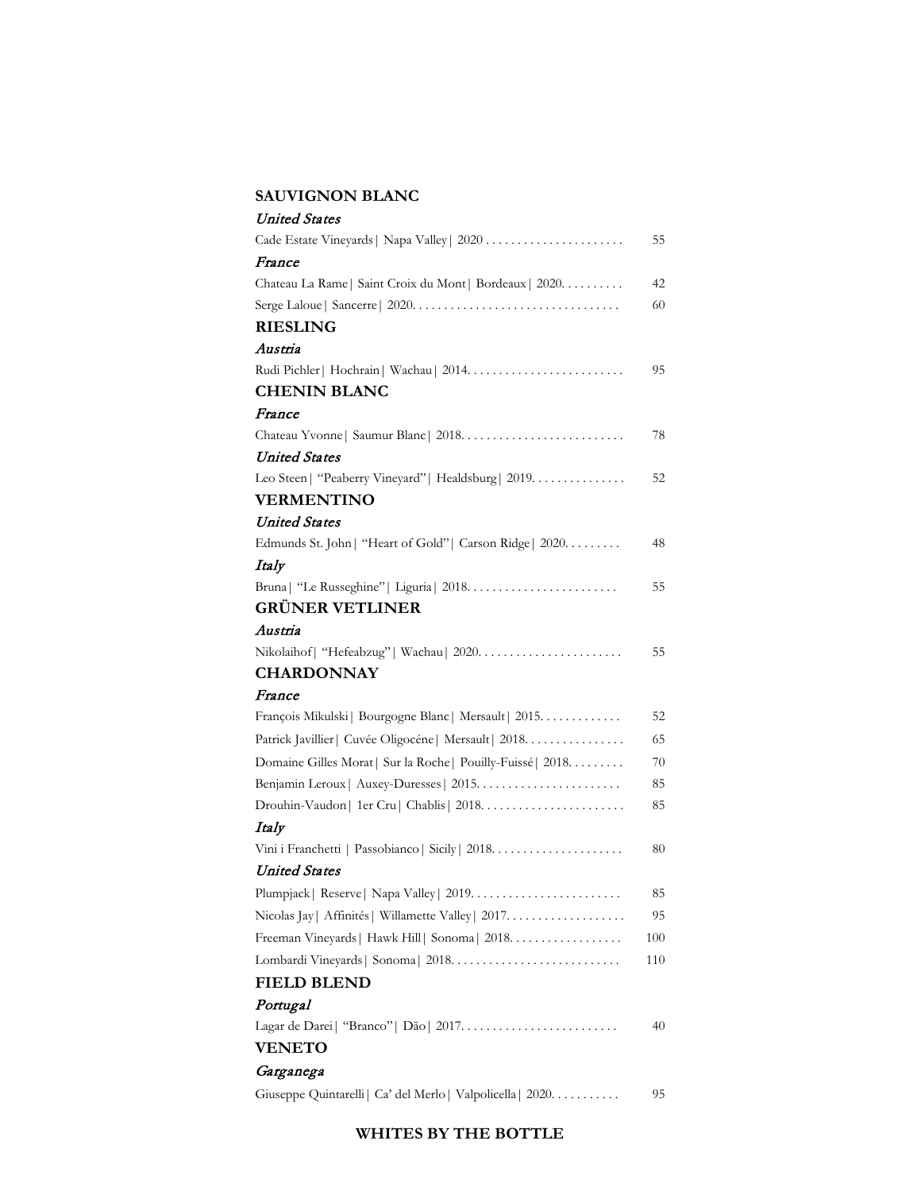## SAUVIGNON BLANC

*United States*

Cade Estate Vineyards | Napa Valley | 2020 ...................... 55

*France*

Chateau La Rame | Saint Croix du Mont | Bordeaux | 2020.......... 42

Serge Laloue | Sancerre | 2020................................. 60

## RIESLING

*Austria*

Rudi Pichler | Hochrain | Wachau | 2014......................... 95

## CHENIN BLANC

*France*

Chateau Yvonne | Saumur Blanc | 2018.......................... 78

*United States*

Leo Steen | "Peaberry Vineyard" | Healdsburg | 2019.............. 52

## VERMENTINO

*United States*

Edmunds St. John | "Heart of Gold" | Carson Ridge | 2020......... 48

*Italy*

Bruna | "Le Russeghine" | Liguria | 2018........................ 55

## GRÜNER VETLINER

*Austria*

Nikolaihof | "Hefeabzug" | Wachau | 2020....................... 55

## CHARDONNAY

*France*

François Mikulski | Bourgogne Blanc | Mersault | 2015............ 52

Patrick Javillier | Cuvée Oligocéne | Mersault | 2018................ 65

Domaine Gilles Morat | Sur la Roche | Pouilly-Fuissé | 2018......... 70

Benjamin Leroux | Auxey-Duresses | 2015....................... 85

Drouhin-Vaudon | 1er Cru | Chablis | 2018....................... 85

*Italy*

Vini i Franchetti | Passobianco | Sicily | 2018..................... 80

*United States*

Plumpjack | Reserve | Napa Valley | 2019........................ 85

Nicolas Jay | Affinités | Willamette Valley | 2017................... 95

Freeman Vineyards | Hawk Hill | Sonoma | 2018.................. 100

Lombardi Vineyards | Sonoma | 2018........................... 110

## FIELD BLEND

*Portugal*

Lagar de Darei | "Branco" | Dão | 2017......................... 40

## VENETO

*Garganega*

Giuseppe Quintarelli | Ca' del Merlo | Valpolicella | 2020........... 95

**WHITES BY THE BOTTLE**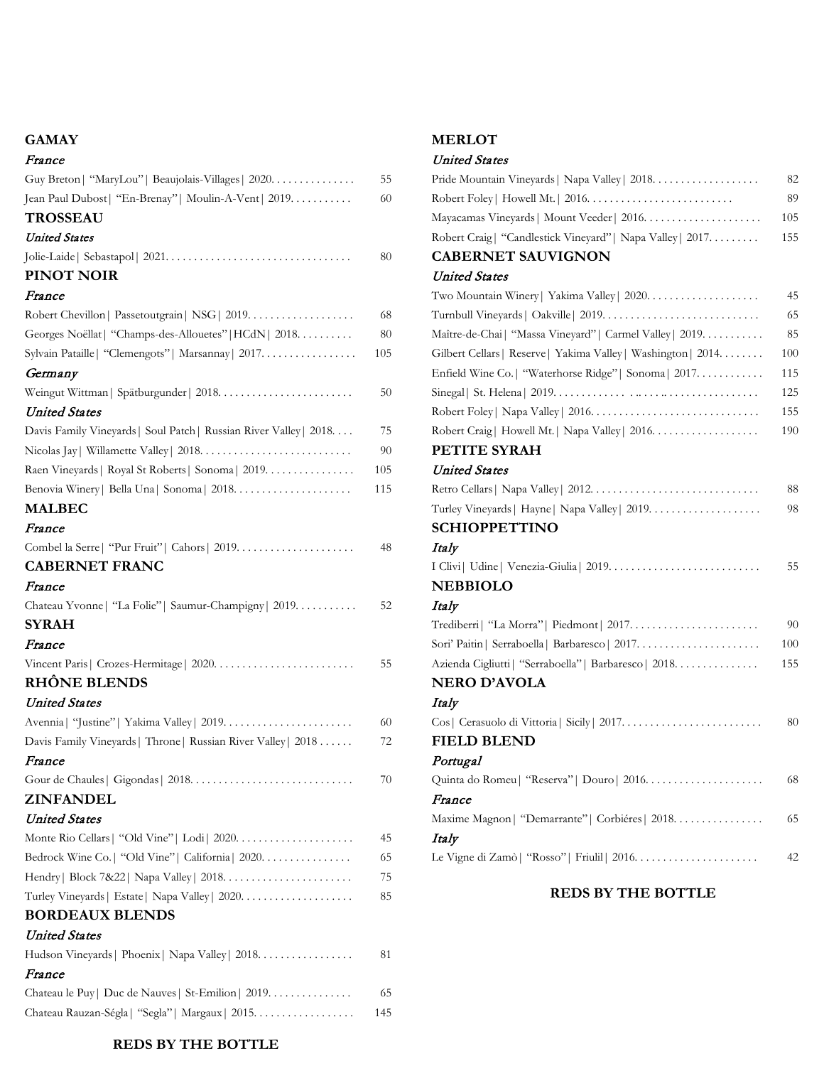## GAMAY

### *France*

Guy Breton | "MaryLou" | Beaujolais-Villages | 2020. . . . . . . . . . . . . . . 55

Jean Paul Dubost | "En-Brenay" | Moulin-A-Vent | 2019. . . . . . . . . . . 60

## TROSSEAU

### *United States*

Jolie-Laide | Sebastapol | 2021. . . . . . . . . . . . . . . . . . . . . . . . . . . . . . . . . 80

## PINOT NOIR

### *France*

Robert Chevillon | Passetoutgrain | NSG | 2019. . . . . . . . . . . . . . . . . . . 68

Georges Noëllat | "Champs-des-Allouetes" | HCdN | 2018. . . . . . . . . . 80

Sylvain Pataille | "Clemengots" | Marsannay | 2017. . . . . . . . . . . . . . . . . 105

### *Germany*

Weingut Wittman | Spätburgunder | 2018. . . . . . . . . . . . . . . . . . . . . . . . 50

### *United States*

Davis Family Vineyards | Soul Patch | Russian River Valley | 2018. . . . 75

Nicolas Jay | Willamette Valley | 2018. . . . . . . . . . . . . . . . . . . . . . . . . . . 90

Raen Vineyards | Royal St Roberts | Sonoma | 2019. . . . . . . . . . . . . . . . 105

Benovia Winery | Bella Una | Sonoma | 2018. . . . . . . . . . . . . . . . . . . . . 115

## MALBEC

### *France*

Combel la Serre | "Pur Fruit" | Cahors | 2019. . . . . . . . . . . . . . . . . . . . . 48

## CABERNET FRANC

### *France*

Chateau Yvonne | "La Folie" | Saumur-Champigny | 2019. . . . . . . . . . . 52

## SYRAH

### *France*

Vincent Paris | Crozes-Hermitage | 2020. . . . . . . . . . . . . . . . . . . . . . . . . 55

## RHÔNE BLENDS

### *United States*

Avennia | "Justine" | Yakima Valley | 2019. . . . . . . . . . . . . . . . . . . . . . . 60

Davis Family Vineyards | Throne | Russian River Valley | 2018 . . . . . . 72

### *France*

Gour de Chaules | Gigondas | 2018. . . . . . . . . . . . . . . . . . . . . . . . . . . . 70

## ZINFANDEL

### *United States*

Monte Rio Cellars | "Old Vine" | Lodi | 2020. . . . . . . . . . . . . . . . . . . . . 45

Bedrock Wine Co. | "Old Vine" | California | 2020. . . . . . . . . . . . . . . . 65

Hendry | Block 7&22 | Napa Valley | 2018. . . . . . . . . . . . . . . . . . . . . . . 75

Turley Vineyards | Estate | Napa Valley | 2020. . . . . . . . . . . . . . . . . . . . 85

## BORDEAUX BLENDS

### *United States*

Hudson Vineyards | Phoenix | Napa Valley | 2018. . . . . . . . . . . . . . . . . 81

### *France*

Chateau le Puy | Duc de Nauves | St-Emilion | 2019. . . . . . . . . . . . . . . 65

Chateau Rauzan-Ségla | "Segla" | Margaux | 2015. . . . . . . . . . . . . . . . . 145

**REDS BY THE BOTTLE**

## MERLOT

### *United States*

Pride Mountain Vineyards | Napa Valley | 2018. . . . . . . . . . . . . . . . . . . 82

Robert Foley | Howell Mt. | 2016. . . . . . . . . . . . . . . . . . . . . . . . . . . 89

Mayacamas Vineyards | Mount Veeder | 2016. . . . . . . . . . . . . . . . . . . . . 105

Robert Craig | "Candlestick Vineyard" | Napa Valley | 2017. . . . . . . . . 155

## CABERNET SAUVIGNON

### *United States*

Two Mountain Winery | Yakima Valley | 2020. . . . . . . . . . . . . . . . . . . . 45

Turnbull Vineyards | Oakville | 2019. . . . . . . . . . . . . . . . . . . . . . . . . . . . 65

Maître-de-Chai | "Massa Vineyard" | Carmel Valley | 2019. . . . . . . . . . . 85

Gilbert Cellars | Reserve | Yakima Valley | Washington | 2014. . . . . . . . 100

Enfield Wine Co. | "Waterhorse Ridge" | Sonoma | 2017. . . . . . . . . . . . 115

Sinegal | St. Helena | 2019. . . . . . . . . . . . . . . . . . . . . . . . . . . . . . . . . . 125

Robert Foley | Napa Valley | 2016. . . . . . . . . . . . . . . . . . . . . . . . . . . . . 155

Robert Craig | Howell Mt. | Napa Valley | 2016. . . . . . . . . . . . . . . . . . 190

## PETITE SYRAH

### *United States*

Retro Cellars | Napa Valley | 2012. . . . . . . . . . . . . . . . . . . . . . . . . . . . . 88

Turley Vineyards | Hayne | Napa Valley | 2019. . . . . . . . . . . . . . . . . . . . 98

## SCHIOPPETTINO

### *Italy*

I Clivi | Udine | Venezia-Giulia | 2019. . . . . . . . . . . . . . . . . . . . . . . . . . 55

## NEBBIOLO

### *Italy*

Trediberri | "La Morra" | Piedmont | 2017. . . . . . . . . . . . . . . . . . . . . . . 90

Sori' Paitin | Serraboella | Barbaresco | 2017. . . . . . . . . . . . . . . . . . . . . . 100

Azienda Cigliutti | "Serraboella" | Barbaresco | 2018. . . . . . . . . . . . . . . 155

## NERO D'AVOLA

### *Italy*

Cos | Cerasuolo di Vittoria | Sicily | 2017. . . . . . . . . . . . . . . . . . . . . . . . 80

## FIELD BLEND

### *Portugal*

Quinta do Romeu | "Reserva" | Douro | 2016. . . . . . . . . . . . . . . . . . . . . 68

### *France*

Maxime Magnon | "Demarrante" | Corbiéres | 2018. . . . . . . . . . . . . . . . 65

### *Italy*

Le Vigne di Zamò | "Rosso" | Friulil | 2016. . . . . . . . . . . . . . . . . . . . . . 42

**REDS BY THE BOTTLE**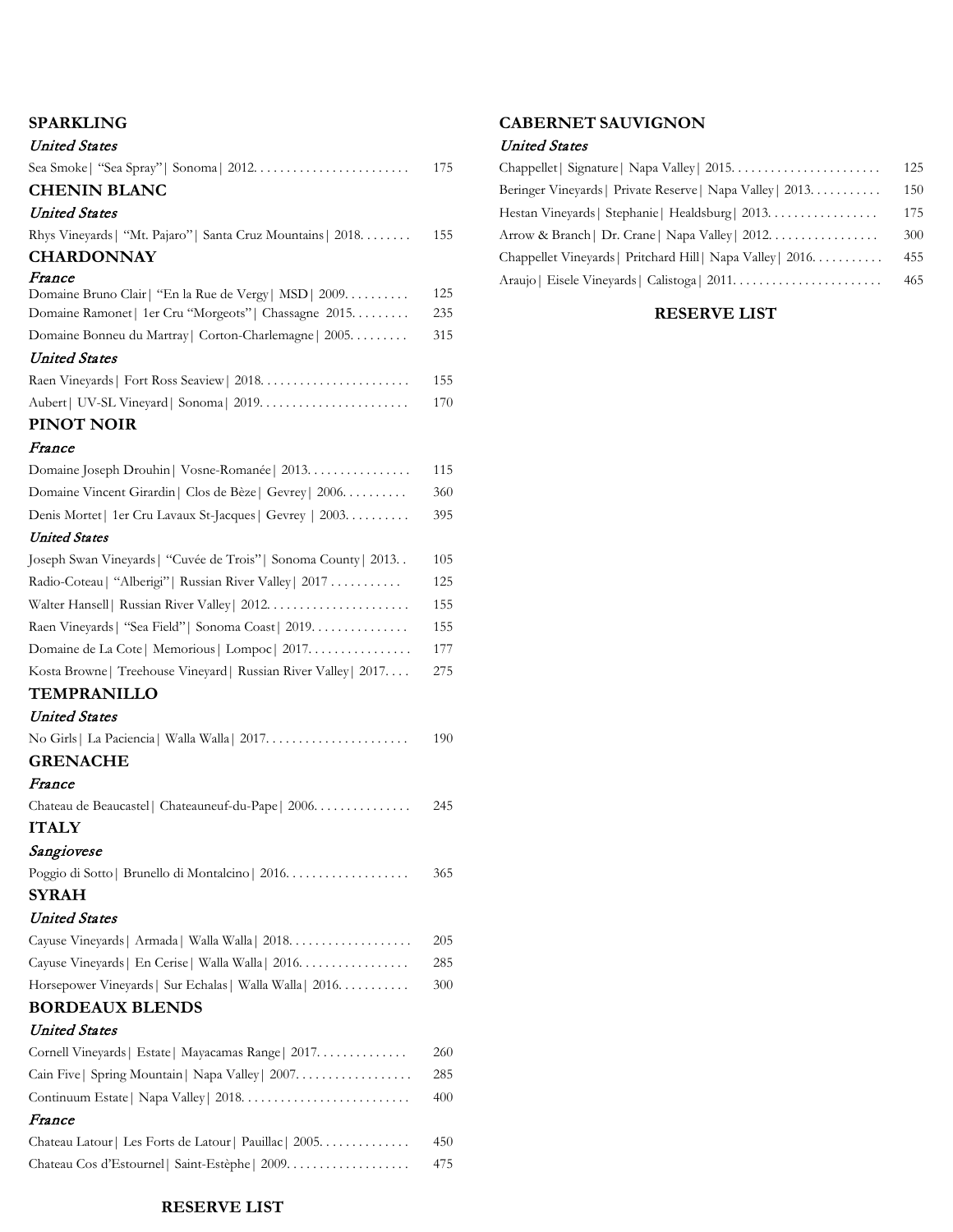## SPARKLING

*United States*

Sea Smoke| "Sea Spray"| Sonoma| 2012........................ 175

## CHENIN BLANC

*United States*

Rhys Vineyards| "Mt. Pajaro"| Santa Cruz Mountains| 2018........ 155

## CHARDONNAY

*France*

Domaine Bruno Clair| "En la Rue de Vergy| MSD| 2009.......... 125

Domaine Ramonet| 1er Cru "Morgeots"| Chassagne 2015......... 235

Domaine Bonneu du Martray| Corton-Charlemagne| 2005......... 315

*United States*

Raen Vineyards| Fort Ross Seaview| 2018....................... 155

Aubert| UV-SL Vineyard| Sonoma| 2019....................... 170

## PINOT NOIR

*France*

Domaine Joseph Drouhin| Vosne-Romanée| 2013................ 115

Domaine Vincent Girardin| Clos de Bèze| Gevrey| 2006.......... 360

Denis Mortet| 1er Cru Lavaux St-Jacques| Gevrey | 2003.......... 395

*United States*

Joseph Swan Vineyards| "Cuvée de Trois"| Sonoma County| 2013.. 105

Radio-Coteau| "Alberigi"| Russian River Valley| 2017........... 125

Walter Hansell| Russian River Valley| 2012...................... 155

Raen Vineyards| "Sea Field"| Sonoma Coast| 2019............... 155

Domaine de La Cote| Memorious| Lompoc| 2017................ 177

Kosta Browne| Treehouse Vineyard| Russian River Valley| 2017.... 275

## TEMPRANILLO

*United States*

No Girls| La Paciencia| Walla Walla| 2017...................... 190

## GRENACHE

*France*

Chateau de Beaucastel| Chateauneuf-du-Pape| 2006............... 245

## ITALY

*Sangiovese*

Poggio di Sotto| Brunello di Montalcino| 2016................... 365

## SYRAH

*United States*

Cayuse Vineyards| Armada| Walla Walla| 2018................... 205

Cayuse Vineyards| En Cerise| Walla Walla| 2016................. 285

Horsepower Vineyards| Sur Echalas| Walla Walla| 2016........... 300

## BORDEAUX BLENDS

*United States*

Cornell Vineyards| Estate| Mayacamas Range| 2017.............. 260

Cain Five| Spring Mountain| Napa Valley| 2007.................. 285

Continuum Estate| Napa Valley| 2018.......................... 400

*France*

Chateau Latour| Les Forts de Latour| Pauillac| 2005.............. 450

Chateau Cos d'Estournel| Saint-Estèphe| 2009................... 475

**RESERVE LIST**

## CABERNET SAUVIGNON

*United States*

Chappellet| Signature| Napa Valley| 2015....................... 125

Beringer Vineyards| Private Reserve| Napa Valley| 2013........... 150

Hestan Vineyards| Stephanie| Healdsburg| 2013.................. 175

Arrow & Branch| Dr. Crane| Napa Valley| 2012.................. 300

Chappellet Vineyards| Pritchard Hill| Napa Valley| 2016........... 455

Araujo| Eisele Vineyards| Calistoga| 2011....................... 465

**RESERVE LIST**